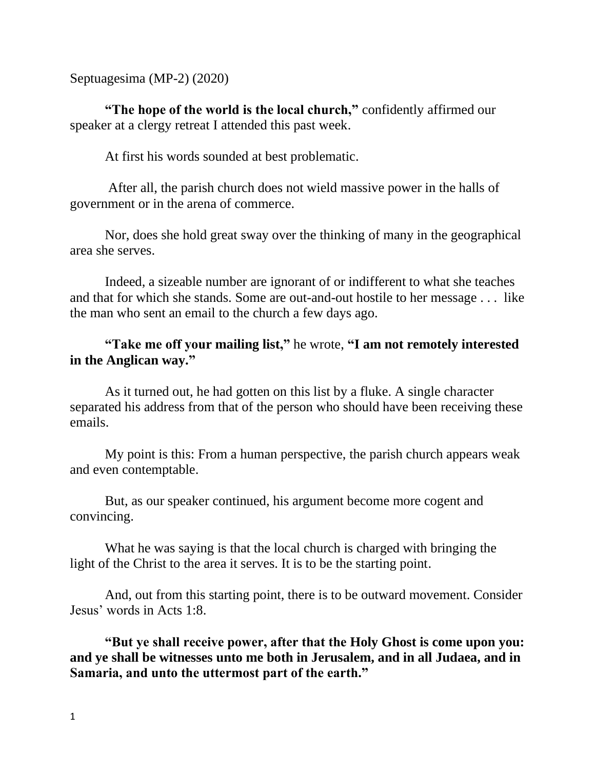Septuagesima (MP-2) (2020)

**"The hope of the world is the local church,"** confidently affirmed our speaker at a clergy retreat I attended this past week.

At first his words sounded at best problematic.

After all, the parish church does not wield massive power in the halls of government or in the arena of commerce.

Nor, does she hold great sway over the thinking of many in the geographical area she serves.

Indeed, a sizeable number are ignorant of or indifferent to what she teaches and that for which she stands. Some are out-and-out hostile to her message . . . like the man who sent an email to the church a few days ago.

**"Take me off your mailing list,"** he wrote, **"I am not remotely interested in the Anglican way."**

As it turned out, he had gotten on this list by a fluke. A single character separated his address from that of the person who should have been receiving these emails.

My point is this: From a human perspective, the parish church appears weak and even contemptable.

But, as our speaker continued, his argument become more cogent and convincing.

What he was saying is that the local church is charged with bringing the light of the Christ to the area it serves. It is to be the starting point.

And, out from this starting point, there is to be outward movement. Consider Jesus' words in Acts 1:8.

**"But ye shall receive power, after that the Holy Ghost is come upon you: and ye shall be witnesses unto me both in Jerusalem, and in all Judaea, and in Samaria, and unto the uttermost part of the earth."**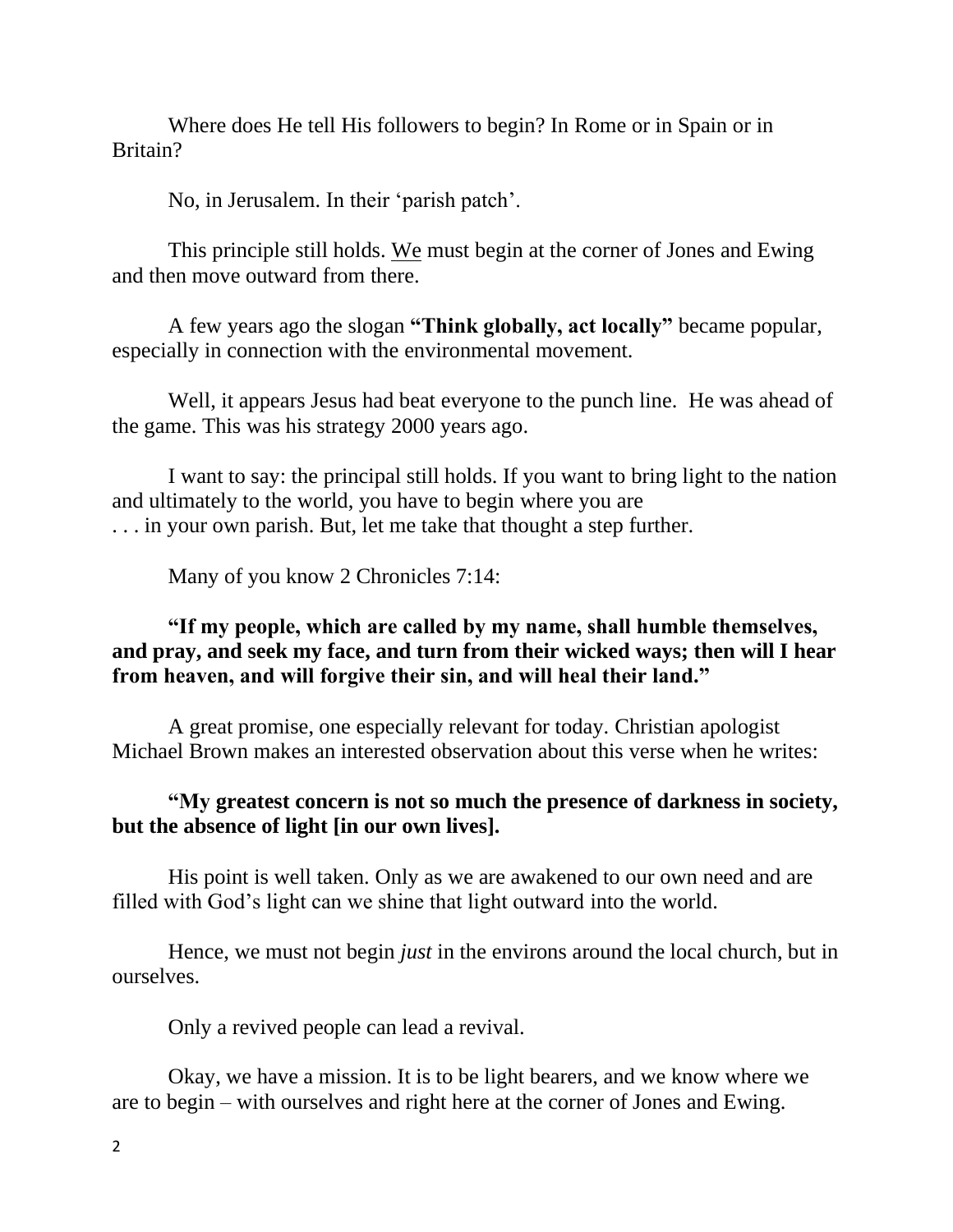Where does He tell His followers to begin? In Rome or in Spain or in Britain?

No, in Jerusalem. In their 'parish patch'.

This principle still holds. <u>We</u> must begin at the corner of Jones and Ewing and then move outward from there.

A few years ago the slogan **"Think globally, act locally"** became popular, especially in connection with the environmental movement.

Well, it appears Jesus had beat everyone to the punch line. He was ahead of the game. This was his strategy 2000 years ago.

I want to say: the principal still holds. If you want to bring light to the nation and ultimately to the world, you have to begin where you are . . . in your own parish. But, let me take that thought a step further.

Many of you know 2 Chronicles 7:14:

**"If my people, which are called by my name, shall humble themselves, and pray, and seek my face, and turn from their wicked ways; then will I hear from heaven, and will forgive their sin, and will heal their land."**

A great promise, one especially relevant for today. Christian apologist Michael Brown makes an interested observation about this verse when he writes:

**"My greatest concern is not so much the presence of darkness in society, but the absence of light [in our own lives].**

His point is well taken. Only as we are awakened to our own need and are filled with God's light can we shine that light outward into the world.

Hence, we must not begin *just* in the environs around the local church, but in ourselves.

Only a revived people can lead a revival.

Okay, we have a mission. It is to be light bearers, and we know where we are to begin – with ourselves and right here at the corner of Jones and Ewing.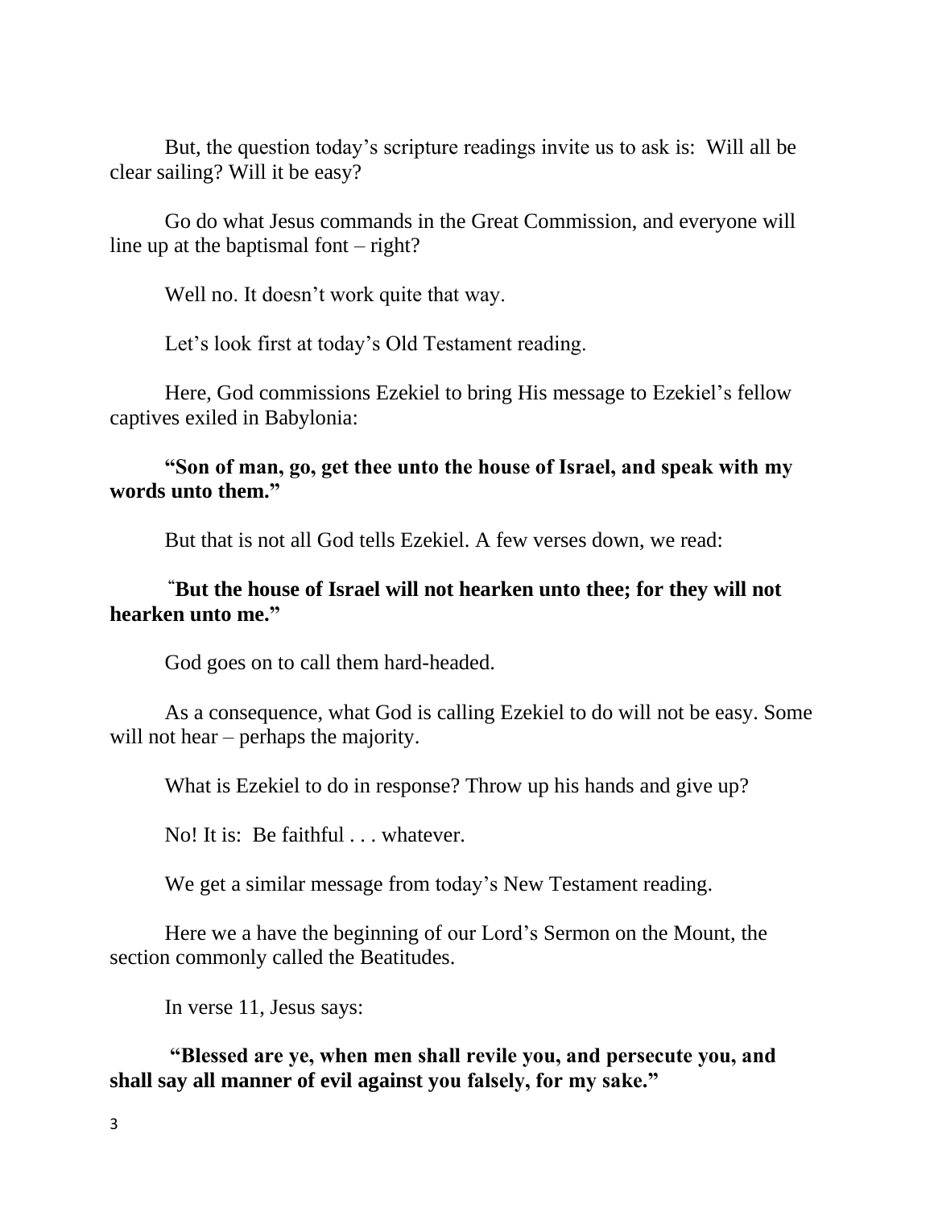But, the question today's scripture readings invite us to ask is: Will all be clear sailing? Will it be easy?

Go do what Jesus commands in the Great Commission, and everyone will line up at the baptismal font – right?

Well no. It doesn't work quite that way.

Let's look first at today's Old Testament reading.

Here, God commissions Ezekiel to bring His message to Ezekiel's fellow captives exiled in Babylonia:

**"Son of man, go, get thee unto the house of Israel, and speak with my words unto them."**

But that is not all God tells Ezekiel. A few verses down, we read:

**"But the house of Israel will not hearken unto thee; for they will not hearken unto me."**

God goes on to call them hard-headed.

As a consequence, what God is calling Ezekiel to do will not be easy. Some will not hear – perhaps the majority.

What is Ezekiel to do in response? Throw up his hands and give up?

No! It is: Be faithful . . . whatever.

We get a similar message from today's New Testament reading.

Here we a have the beginning of our Lord's Sermon on the Mount, the section commonly called the Beatitudes.

In verse 11, Jesus says:

**"Blessed are ye, when men shall revile you, and persecute you, and shall say all manner of evil against you falsely, for my sake."**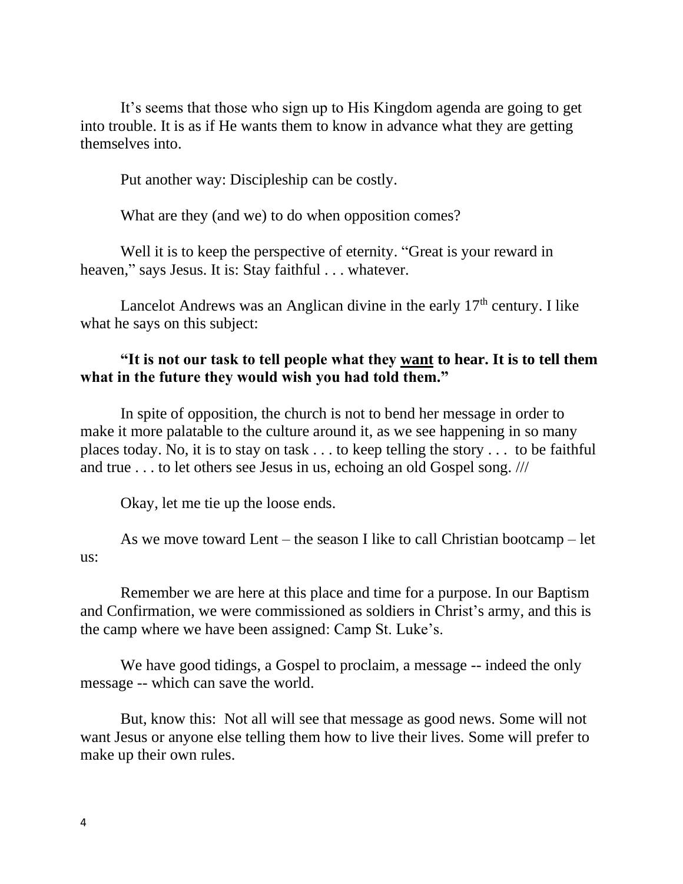It's seems that those who sign up to His Kingdom agenda are going to get into trouble. It is as if He wants them to know in advance what they are getting themselves into.

Put another way: Discipleship can be costly.

What are they (and we) to do when opposition comes?

Well it is to keep the perspective of eternity. "Great is your reward in heaven," says Jesus. It is: Stay faithful . . . whatever.

Lancelot Andrews was an Anglican divine in the early 17th century. I like what he says on this subject:

**"It is not our task to tell people what they <u>want</u> to hear. It is to tell them what in the future they would wish you had told them."**

In spite of opposition, the church is not to bend her message in order to make it more palatable to the culture around it, as we see happening in so many places today. No, it is to stay on task . . . to keep telling the story . . . to be faithful and true . . . to let others see Jesus in us, echoing an old Gospel song. ///

Okay, let me tie up the loose ends.

As we move toward Lent – the season I like to call Christian bootcamp – let us:

Remember we are here at this place and time for a purpose. In our Baptism and Confirmation, we were commissioned as soldiers in Christ's army, and this is the camp where we have been assigned: Camp St. Luke's.

We have good tidings, a Gospel to proclaim, a message -- indeed the only message -- which can save the world.

But, know this: Not all will see that message as good news. Some will not want Jesus or anyone else telling them how to live their lives. Some will prefer to make up their own rules.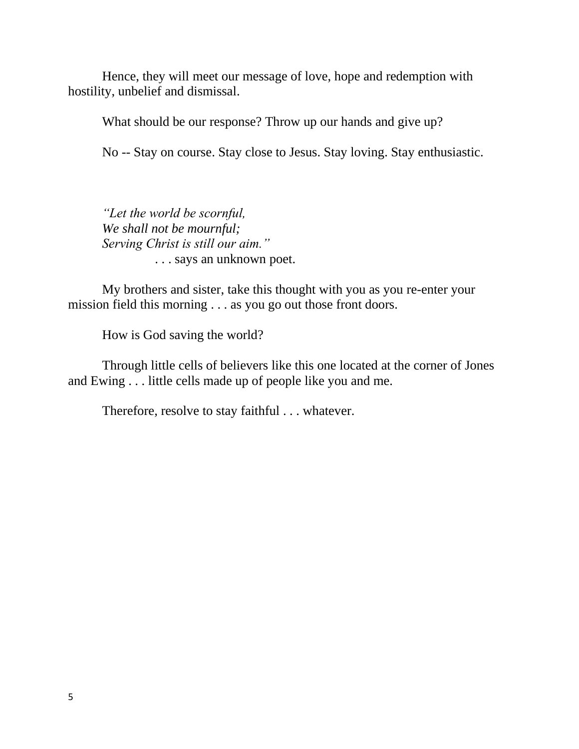Hence, they will meet our message of love, hope and redemption with hostility, unbelief and dismissal.

What should be our response? Throw up our hands and give up?

No -- Stay on course. Stay close to Jesus. Stay loving. Stay enthusiastic.

*"Let the world be scornful,*
*We shall not be mournful;*
*Serving Christ is still our aim."*
. . . says an unknown poet.

My brothers and sister, take this thought with you as you re-enter your mission field this morning . . . as you go out those front doors.

How is God saving the world?

Through little cells of believers like this one located at the corner of Jones and Ewing . . . little cells made up of people like you and me.

Therefore, resolve to stay faithful . . . whatever.